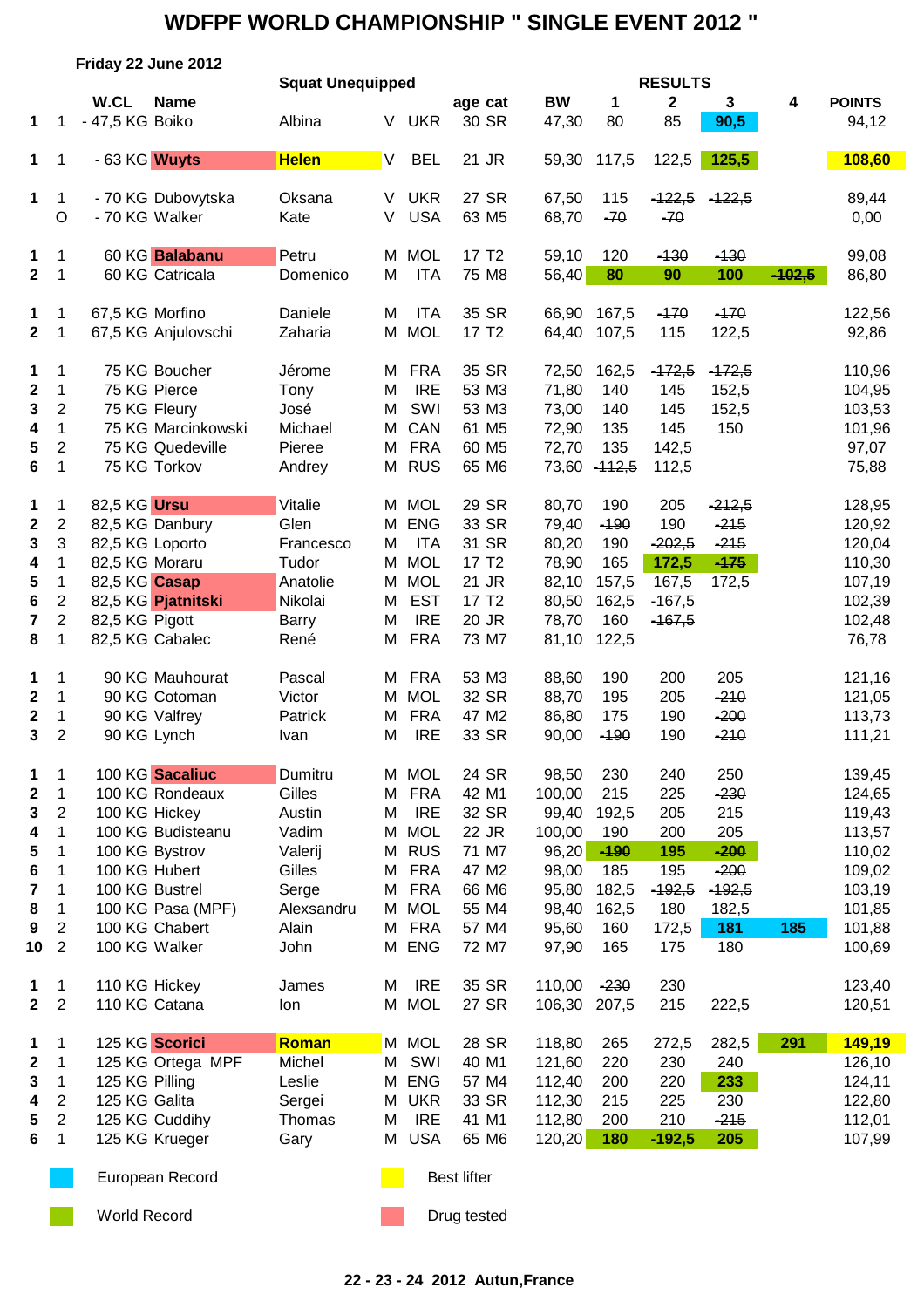# WDFPF WORLD CHAMPIONSHIP " SINGLE EVENT 2012 "

**Friday 22 June 2012**

**Squat Unequipped**

| | | W.CL | Name | | | | age | cat | BW | 1 | 2 | 3 | 4 | POINTS |
|---|---|---|---|---|---|---|---|---|---|---|---|---|---|---|
| 1 | 1 | - 47,5 KG | Boiko | Albina | V | UKR | 30 | SR | 47,30 | 80 | 85 | 90,5 | | 94,12 |
| 1 | 1 | - 63 KG | Wuyts | Helen | V | BEL | 21 | JR | 59,30 | 117,5 | 122,5 | 125,5 | | 108,60 |
| 1 | 1 | - 70 KG | Dubovytska | Oksana | V | UKR | 27 | SR | 67,50 | 115 | ~~122,5~~ | ~~122,5~~ | | 89,44 |
| | O | - 70 KG | Walker | Kate | V | USA | 63 | M5 | 68,70 | ~~70~~ | ~~70~~ | | | 0,00 |
| 1 | 1 | 60 KG | Balabanu | Petru | M | MOL | 17 | T2 | 59,10 | 120 | ~~130~~ | ~~130~~ | | 99,08 |
| 2 | 1 | 60 KG | Catricala | Domenico | M | ITA | 75 | M8 | 56,40 | 80 | 90 | 100 | ~~102,5~~ | 86,80 |
| 1 | 1 | 67,5 KG | Morfino | Daniele | M | ITA | 35 | SR | 66,90 | 167,5 | ~~170~~ | ~~170~~ | | 122,56 |
| 2 | 1 | 67,5 KG | Anjulovschi | Zaharia | M | MOL | 17 | T2 | 64,40 | 107,5 | 115 | 122,5 | | 92,86 |
| 1 | 1 | 75 KG | Boucher | Jérome | M | FRA | 35 | SR | 72,50 | 162,5 | ~~172,5~~ | ~~172,5~~ | | 110,96 |
| 2 | 1 | 75 KG | Pierce | Tony | M | IRE | 53 | M3 | 71,80 | 140 | 145 | 152,5 | | 104,95 |
| 3 | 2 | 75 KG | Fleury | José | M | SWI | 53 | M3 | 73,00 | 140 | 145 | 152,5 | | 103,53 |
| 4 | 1 | 75 KG | Marcinkowski | Michael | M | CAN | 61 | M5 | 72,90 | 135 | 145 | 150 | | 101,96 |
| 5 | 2 | 75 KG | Quedeville | Pieree | M | FRA | 60 | M5 | 72,70 | 135 | 142,5 | | | 97,07 |
| 6 | 1 | 75 KG | Torkov | Andrey | M | RUS | 65 | M6 | 73,60 | ~~112,5~~ | 112,5 | | | 75,88 |
| 1 | 1 | 82,5 KG | Ursu | Vitalie | M | MOL | 29 | SR | 80,70 | 190 | 205 | ~~212,5~~ | | 128,95 |
| 2 | 2 | 82,5 KG | Danbury | Glen | M | ENG | 33 | SR | 79,40 | ~~190~~ | 190 | ~~215~~ | | 120,92 |
| 3 | 3 | 82,5 KG | Loporto | Francesco | M | ITA | 31 | SR | 80,20 | 190 | ~~202,5~~ | ~~215~~ | | 120,04 |
| 4 | 1 | 82,5 KG | Moraru | Tudor | M | MOL | 17 | T2 | 78,90 | 165 | 172,5 | ~~175~~ | | 110,30 |
| 5 | 1 | 82,5 KG | Casap | Anatolie | M | MOL | 21 | JR | 82,10 | 157,5 | 167,5 | 172,5 | | 107,19 |
| 6 | 2 | 82,5 KG | Pjatnitski | Nikolai | M | EST | 17 | T2 | 80,50 | 162,5 | ~~167,5~~ | | | 102,39 |
| 7 | 2 | 82,5 KG | Pigott | Barry | M | IRE | 20 | JR | 78,70 | 160 | ~~167,5~~ | | | 102,48 |
| 8 | 1 | 82,5 KG | Cabalec | René | M | FRA | 73 | M7 | 81,10 | 122,5 | | | | 76,78 |
| 1 | 1 | 90 KG | Mauhourat | Pascal | M | FRA | 53 | M3 | 88,60 | 190 | 200 | 205 | | 121,16 |
| 2 | 1 | 90 KG | Cotoman | Victor | M | MOL | 32 | SR | 88,70 | 195 | 205 | ~~210~~ | | 121,05 |
| 2 | 1 | 90 KG | Valfrey | Patrick | M | FRA | 47 | M2 | 86,80 | 175 | 190 | ~~200~~ | | 113,73 |
| 3 | 2 | 90 KG | Lynch | Ivan | M | IRE | 33 | SR | 90,00 | ~~190~~ | 190 | ~~210~~ | | 111,21 |
| 1 | 1 | 100 KG | Sacaliuc | Dumitru | M | MOL | 24 | SR | 98,50 | 230 | 240 | 250 | | 139,45 |
| 2 | 1 | 100 KG | Rondeaux | Gilles | M | FRA | 42 | M1 | 100,00 | 215 | 225 | ~~230~~ | | 124,65 |
| 3 | 2 | 100 KG | Hickey | Austin | M | IRE | 32 | SR | 99,40 | 192,5 | 205 | 215 | | 119,43 |
| 4 | 1 | 100 KG | Budisteanu | Vadim | M | MOL | 22 | JR | 100,00 | 190 | 200 | 205 | | 113,57 |
| 5 | 1 | 100 KG | Bystrov | Valerij | M | RUS | 71 | M7 | 96,20 | ~~190~~ | 195 | ~~200~~ | | 110,02 |
| 6 | 1 | 100 KG | Hubert | Gilles | M | FRA | 47 | M2 | 98,00 | 185 | 195 | ~~200~~ | | 109,02 |
| 7 | 1 | 100 KG | Bustrel | Serge | M | FRA | 66 | M6 | 95,80 | 182,5 | ~~192,5~~ | ~~192,5~~ | | 103,19 |
| 8 | 1 | 100 KG | Pasa (MPF) | Alexsandru | M | MOL | 55 | M4 | 98,40 | 162,5 | 180 | 182,5 | | 101,85 |
| 9 | 2 | 100 KG | Chabert | Alain | M | FRA | 57 | M4 | 95,60 | 160 | 172,5 | 181 | 185 | 101,88 |
| 10 | 2 | 100 KG | Walker | John | M | ENG | 72 | M7 | 97,90 | 165 | 175 | 180 | | 100,69 |
| 1 | 1 | 110 KG | Hickey | James | M | IRE | 35 | SR | 110,00 | ~~230~~ | 230 | | | 123,40 |
| 2 | 2 | 110 KG | Catana | Ion | M | MOL | 27 | SR | 106,30 | 207,5 | 215 | 222,5 | | 120,51 |
| 1 | 1 | 125 KG | Scorici | Roman | M | MOL | 28 | SR | 118,80 | 265 | 272,5 | 282,5 | 291 | 149,19 |
| 2 | 1 | 125 KG | Ortega MPF | Michel | M | SWI | 40 | M1 | 121,60 | 220 | 230 | 240 | | 126,10 |
| 3 | 1 | 125 KG | Pilling | Leslie | M | ENG | 57 | M4 | 112,40 | 200 | 220 | 233 | | 124,11 |
| 4 | 2 | 125 KG | Galita | Sergei | M | UKR | 33 | SR | 112,30 | 215 | 225 | 230 | | 122,80 |
| 5 | 2 | 125 KG | Cuddihy | Thomas | M | IRE | 41 | M1 | 112,80 | 200 | 210 | ~~215~~ | | 112,01 |
| 6 | 1 | 125 KG | Krueger | Gary | M | USA | 65 | M6 | 120,20 | 180 | ~~192,5~~ | 205 | | 107,99 |

Legend (colour-coded): European Record (blue) — Best lifter (yellow) — World Record (green) — Drug tested (red)

- European Record: Boiko 90,5; Chabert 181, 185
- World Record: Wuyts 125,5; Catricala 80, 90, 100, ~~102,5~~; Moraru 172,5, ~~175~~; Bystrov ~~190~~, 195, ~~200~~; Scorici 291; Pilling 233; Krueger 180, ~~192,5~~, 205
- Best lifter: Wuyts Helen (108,60); Scorici Roman (149,19)
- Drug tested: Wuyts, Balabanu, Ursu, Casap, Pjatnitski, Sacaliuc, Scorici

**22 - 23 - 24 2012 Autun,France**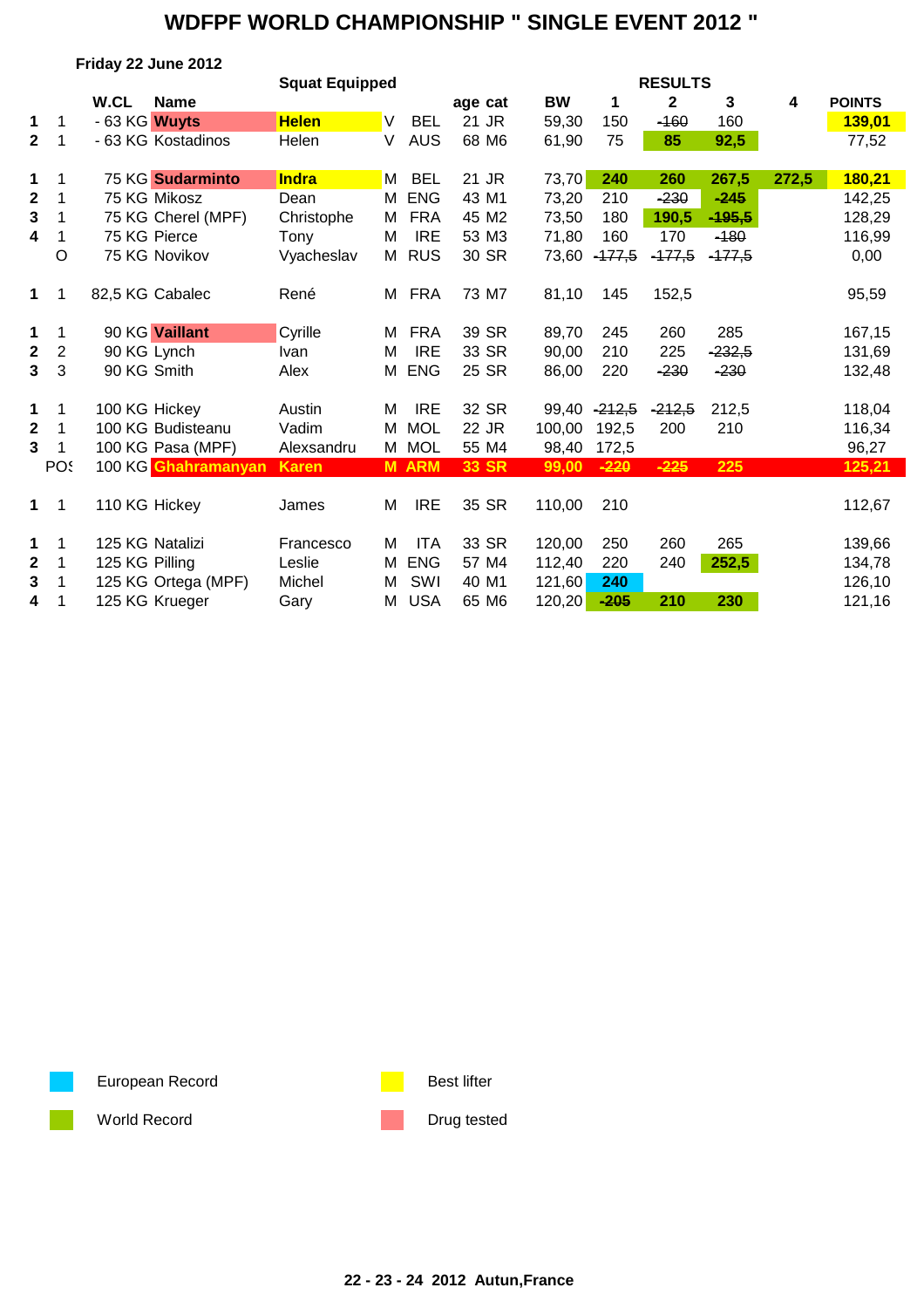# WDFPF WORLD CHAMPIONSHIP " SINGLE EVENT 2012 "

**Friday 22 June 2012**

**Squat Equipped**

| | | W.CL | Name | | | | age | cat | BW | 1 | 2 | 3 | 4 | POINTS |
|---|---|---|---|---|---|---|---|---|---|---|---|---|---|---|
| 1 | 1 | - 63 KG | **Wuyts** | **Helen** | V | BEL | 21 | JR | 59,30 | 150 | ~~-160~~ | 160 | | **139,01** |
| 2 | 1 | - 63 KG | Kostadinos | Helen | V | AUS | 68 | M6 | 61,90 | 75 | **85** | **92,5** | | 77,52 |
| | | | | | | | | | | | | | | |
| 1 | 1 | 75 KG | **Sudarminto** | **Indra** | M | BEL | 21 | JR | 73,70 | **240** | **260** | **267,5** | **272,5** | **180,21** |
| 2 | 1 | 75 KG | Mikosz | Dean | M | ENG | 43 | M1 | 73,20 | 210 | ~~-230~~ | ~~-245~~ | | 142,25 |
| 3 | 1 | 75 KG | Cherel (MPF) | Christophe | M | FRA | 45 | M2 | 73,50 | 180 | **190,5** | ~~-195,5~~ | | 128,29 |
| 4 | 1 | 75 KG | Pierce | Tony | M | IRE | 53 | M3 | 71,80 | 160 | 170 | ~~-180~~ | | 116,99 |
| | O | 75 KG | Novikov | Vyacheslav | M | RUS | 30 | SR | 73,60 | ~~-177,5~~ | ~~-177,5~~ | ~~-177,5~~ | | 0,00 |
| | | | | | | | | | | | | | | |
| 1 | 1 | 82,5 KG | Cabalec | René | M | FRA | 73 | M7 | 81,10 | 145 | 152,5 | | | 95,59 |
| | | | | | | | | | | | | | | |
| 1 | 1 | 90 KG | **Vaillant** | Cyrille | M | FRA | 39 | SR | 89,70 | 245 | 260 | 285 | | 167,15 |
| 2 | 2 | 90 KG | Lynch | Ivan | M | IRE | 33 | SR | 90,00 | 210 | 225 | ~~-232,5~~ | | 131,69 |
| 3 | 3 | 90 KG | Smith | Alex | M | ENG | 25 | SR | 86,00 | 220 | ~~-230~~ | ~~-230~~ | | 132,48 |
| | | | | | | | | | | | | | | |
| 1 | 1 | 100 KG | Hickey | Austin | M | IRE | 32 | SR | 99,40 | ~~-212,5~~ | ~~-212,5~~ | 212,5 | | 118,04 |
| 2 | 1 | 100 KG | Budisteanu | Vadim | M | MOL | 22 | JR | 100,00 | 192,5 | 200 | 210 | | 116,34 |
| 3 | 1 | 100 KG | Pasa (MPF) | Alexsandru | M | MOL | 55 | M4 | 98,40 | 172,5 | | | | 96,27 |
| | POS | 100 KG | **Ghahramanyan** | **Karen** | **M** | **ARM** | **33** | **SR** | **99,00** | ~~-220~~ | ~~-225~~ | **225** | | **125,21** |
| | | | | | | | | | | | | | | |
| 1 | 1 | 110 KG | Hickey | James | M | IRE | 35 | SR | 110,00 | 210 | | | | 112,67 |
| | | | | | | | | | | | | | | |
| 1 | 1 | 125 KG | Natalizi | Francesco | M | ITA | 33 | SR | 120,00 | 250 | 260 | 265 | | 139,66 |
| 2 | 1 | 125 KG | Pilling | Leslie | M | ENG | 57 | M4 | 112,40 | 220 | 240 | **252,5** | | 134,78 |
| 3 | 1 | 125 KG | Ortega (MPF) | Michel | M | SWI | 40 | M1 | 121,60 | **240** | | | | 126,10 |
| 4 | 1 | 125 KG | Krueger | Gary | M | USA | 65 | M6 | 120,20 | ~~-205~~ | **210** | **230** | | 121,16 |

European Record

World Record

Best lifter

Drug tested

**22 - 23 - 24 2012 Autun,France**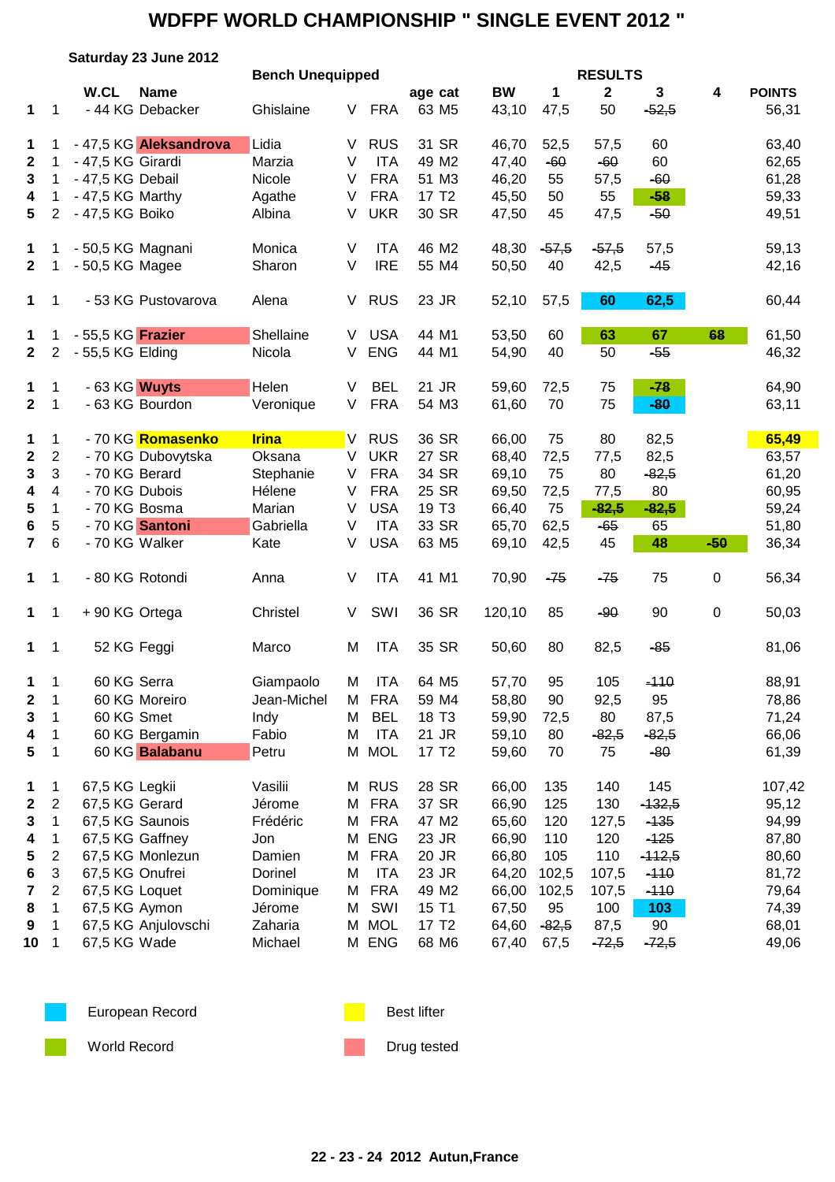# WDFPF WORLD CHAMPIONSHIP " SINGLE EVENT 2012 "

**Saturday 23 June 2012**

**Bench Unequipped**

| | | W.CL | Name | | | | age | cat | BW | 1 | 2 | 3 | 4 | POINTS |
|---|---|---|---|---|---|---|---|---|---|---|---|---|---|---|
| 1 | 1 | - 44 KG | Debacker | Ghislaine | V | FRA | 63 | M5 | 43,10 | 47,5 | 50 | ~~52,5~~ | | 56,31 |
| 1 | 1 | - 47,5 KG | Aleksandrova | Lidia | V | RUS | 31 | SR | 46,70 | 52,5 | 57,5 | 60 | | 63,40 |
| 2 | 1 | - 47,5 KG | Girardi | Marzia | V | ITA | 49 | M2 | 47,40 | ~~60~~ | ~~60~~ | 60 | | 62,65 |
| 3 | 1 | - 47,5 KG | Debail | Nicole | V | FRA | 51 | M3 | 46,20 | 55 | 57,5 | ~~60~~ | | 61,28 |
| 4 | 1 | - 47,5 KG | Marthy | Agathe | V | FRA | 17 | T2 | 45,50 | 50 | 55 | ~~58~~ | | 59,33 |
| 5 | 2 | - 47,5 KG | Boiko | Albina | V | UKR | 30 | SR | 47,50 | 45 | 47,5 | ~~50~~ | | 49,51 |
| 1 | 1 | - 50,5 KG | Magnani | Monica | V | ITA | 46 | M2 | 48,30 | ~~57,5~~ | ~~57,5~~ | 57,5 | | 59,13 |
| 2 | 1 | - 50,5 KG | Magee | Sharon | V | IRE | 55 | M4 | 50,50 | 40 | 42,5 | ~~45~~ | | 42,16 |
| 1 | 1 | - 53 KG | Pustovarova | Alena | V | RUS | 23 | JR | 52,10 | 57,5 | 60 | 62,5 | | 60,44 |
| 1 | 1 | - 55,5 KG | Frazier | Shellaine | V | USA | 44 | M1 | 53,50 | 60 | 63 | 67 | ~~68~~ | 61,50 |
| 2 | 2 | - 55,5 KG | Elding | Nicola | V | ENG | 44 | M1 | 54,90 | 40 | 50 | ~~55~~ | | 46,32 |
| 1 | 1 | - 63 KG | Wuyts | Helen | V | BEL | 21 | JR | 59,60 | 72,5 | 75 | ~~78~~ | | 64,90 |
| 2 | 1 | - 63 KG | Bourdon | Veronique | V | FRA | 54 | M3 | 61,60 | 70 | 75 | ~~80~~ | | 63,11 |
| 1 | 1 | - 70 KG | Romasenko | Irina | V | RUS | 36 | SR | 66,00 | 75 | 80 | 82,5 | | 65,49 |
| 2 | 2 | - 70 KG | Dubovytska | Oksana | V | UKR | 27 | SR | 68,40 | 72,5 | 77,5 | 82,5 | | 63,57 |
| 3 | 3 | - 70 KG | Berard | Stephanie | V | FRA | 34 | SR | 69,10 | 75 | 80 | ~~82,5~~ | | 61,20 |
| 4 | 4 | - 70 KG | Dubois | Hélene | V | FRA | 25 | SR | 69,50 | 72,5 | 77,5 | 80 | | 60,95 |
| 5 | 1 | - 70 KG | Bosma | Marian | V | USA | 19 | T3 | 66,40 | 75 | ~~82,5~~ | ~~82,5~~ | | 59,24 |
| 6 | 5 | - 70 KG | Santoni | Gabriella | V | ITA | 33 | SR | 65,70 | 62,5 | ~~65~~ | 65 | | 51,80 |
| 7 | 6 | - 70 KG | Walker | Kate | V | USA | 63 | M5 | 69,10 | 42,5 | 45 | 48 | ~~50~~ | 36,34 |
| 1 | 1 | - 80 KG | Rotondi | Anna | V | ITA | 41 | M1 | 70,90 | ~~75~~ | ~~75~~ | 75 | 0 | 56,34 |
| 1 | 1 | + 90 KG | Ortega | Christel | V | SWI | 36 | SR | 120,10 | 85 | ~~90~~ | 90 | 0 | 50,03 |
| 1 | 1 | 52 KG | Feggi | Marco | M | ITA | 35 | SR | 50,60 | 80 | 82,5 | ~~85~~ | | 81,06 |
| 1 | 1 | 60 KG | Serra | Giampaolo | M | ITA | 64 | M5 | 57,70 | 95 | 105 | ~~110~~ | | 88,91 |
| 2 | 1 | 60 KG | Moreiro | Jean-Michel | M | FRA | 59 | M4 | 58,80 | 90 | 92,5 | 95 | | 78,86 |
| 3 | 1 | 60 KG | Smet | Indy | M | BEL | 18 | T3 | 59,90 | 72,5 | 80 | 87,5 | | 71,24 |
| 4 | 1 | 60 KG | Bergamin | Fabio | M | ITA | 21 | JR | 59,10 | 80 | ~~82,5~~ | ~~82,5~~ | | 66,06 |
| 5 | 1 | 60 KG | Balabanu | Petru | M | MOL | 17 | T2 | 59,60 | 70 | 75 | ~~80~~ | | 61,39 |
| 1 | 1 | 67,5 KG | Legkii | Vasilii | M | RUS | 28 | SR | 66,00 | 135 | 140 | 145 | | 107,42 |
| 2 | 2 | 67,5 KG | Gerard | Jérome | M | FRA | 37 | SR | 66,90 | 125 | 130 | ~~132,5~~ | | 95,12 |
| 3 | 1 | 67,5 KG | Saunois | Frédéric | M | FRA | 47 | M2 | 65,60 | 120 | 127,5 | ~~135~~ | | 94,99 |
| 4 | 1 | 67,5 KG | Gaffney | Jon | M | ENG | 23 | JR | 66,90 | 110 | 120 | ~~125~~ | | 87,80 |
| 5 | 2 | 67,5 KG | Monlezun | Damien | M | FRA | 20 | JR | 66,80 | 105 | 110 | ~~112,5~~ | | 80,60 |
| 6 | 3 | 67,5 KG | Onufrei | Dorinel | M | ITA | 23 | JR | 64,20 | 102,5 | 107,5 | ~~110~~ | | 81,72 |
| 7 | 2 | 67,5 KG | Loquet | Dominique | M | FRA | 49 | M2 | 66,00 | 102,5 | 107,5 | ~~110~~ | | 79,64 |
| 8 | 1 | 67,5 KG | Aymon | Jérome | M | SWI | 15 | T1 | 67,50 | 95 | 100 | 103 | | 74,39 |
| 9 | 1 | 67,5 KG | Anjulovschi | Zaharia | M | MOL | 17 | T2 | 64,60 | ~~82,5~~ | 87,5 | 90 | | 68,01 |
| 10 | 1 | 67,5 KG | Wade | Michael | M | ENG | 68 | M6 | 67,40 | 67,5 | ~~72,5~~ | ~~72,5~~ | | 49,06 |

Legend:
- European Record (blue): Pustovarova 60 and 62,5; Bourdon ~~80~~; Aymon 103
- World Record (green): Marthy ~~58~~; Frazier 63, 67, ~~68~~; Wuyts ~~78~~; Bosma ~~82,5~~, ~~82,5~~; Walker 48, ~~50~~
- Best lifter (yellow): Romasenko Irina (65,49)
- Drug tested (red): Aleksandrova, Frazier, Wuyts, Santoni, Balabanu

**22 - 23 - 24 2012 Autun,France**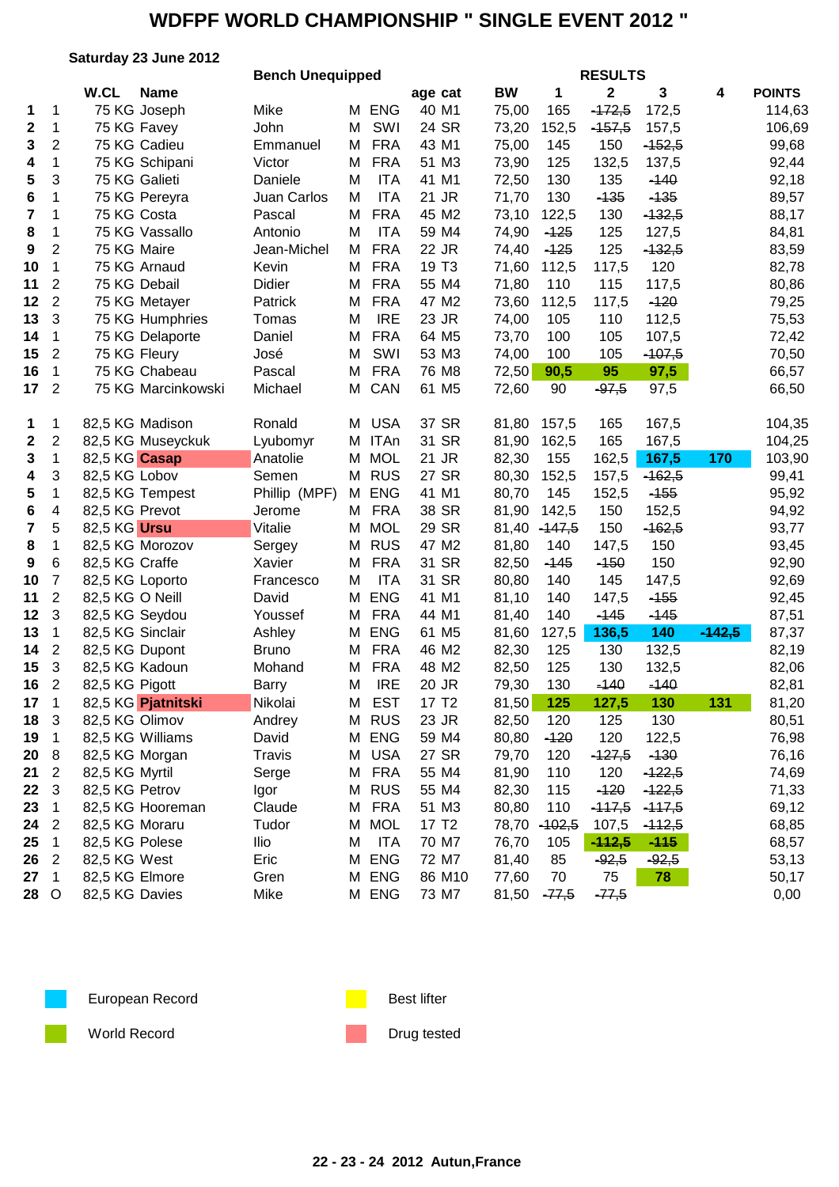# WDFPF WORLD CHAMPIONSHIP " SINGLE EVENT 2012 "

**Saturday 23 June 2012**

**Bench Unequipped**

| | | W.CL | Name | | | | age | cat | BW | 1 | 2 | 3 | 4 | POINTS |
|---|---|---|---|---|---|---|---|---|---|---|---|---|---|---|
| 1 | 1 | 75 KG | Joseph | Mike | M | ENG | 40 | M1 | 75,00 | 165 | -172,5 | 172,5 | | 114,63 |
| 2 | 1 | 75 KG | Favey | John | M | SWI | 24 | SR | 73,20 | 152,5 | -157,5 | 157,5 | | 106,69 |
| 3 | 2 | 75 KG | Cadieu | Emmanuel | M | FRA | 43 | M1 | 75,00 | 145 | 150 | -152,5 | | 99,68 |
| 4 | 1 | 75 KG | Schipani | Victor | M | FRA | 51 | M3 | 73,90 | 125 | 132,5 | 137,5 | | 92,44 |
| 5 | 3 | 75 KG | Galieti | Daniele | M | ITA | 41 | M1 | 72,50 | 130 | 135 | -140 | | 92,18 |
| 6 | 1 | 75 KG | Pereyra | Juan Carlos | M | ITA | 21 | JR | 71,70 | 130 | -135 | -135 | | 89,57 |
| 7 | 1 | 75 KG | Costa | Pascal | M | FRA | 45 | M2 | 73,10 | 122,5 | 130 | -132,5 | | 88,17 |
| 8 | 1 | 75 KG | Vassallo | Antonio | M | ITA | 59 | M4 | 74,90 | -125 | 125 | 127,5 | | 84,81 |
| 9 | 2 | 75 KG | Maire | Jean-Michel | M | FRA | 22 | JR | 74,40 | -125 | 125 | -132,5 | | 83,59 |
| 10 | 1 | 75 KG | Arnaud | Kevin | M | FRA | 19 | T3 | 71,60 | 112,5 | 117,5 | 120 | | 82,78 |
| 11 | 2 | 75 KG | Debail | Didier | M | FRA | 55 | M4 | 71,80 | 110 | 115 | 117,5 | | 80,86 |
| 12 | 2 | 75 KG | Metayer | Patrick | M | FRA | 47 | M2 | 73,60 | 112,5 | 117,5 | -120 | | 79,25 |
| 13 | 3 | 75 KG | Humphries | Tomas | M | IRE | 23 | JR | 74,00 | 105 | 110 | 112,5 | | 75,53 |
| 14 | 1 | 75 KG | Delaporte | Daniel | M | FRA | 64 | M5 | 73,70 | 100 | 105 | 107,5 | | 72,42 |
| 15 | 2 | 75 KG | Fleury | José | M | SWI | 53 | M3 | 74,00 | 100 | 105 | -107,5 | | 70,50 |
| 16 | 1 | 75 KG | Chabeau | Pascal | M | FRA | 76 | M8 | 72,50 | **90,5** | **95** | **97,5** | | 66,57 |
| 17 | 2 | 75 KG | Marcinkowski | Michael | M | CAN | 61 | M5 | 72,60 | 90 | -97,5 | 97,5 | | 66,50 |
| | | | | | | | | | | | | | | |
| 1 | 1 | 82,5 KG | Madison | Ronald | M | USA | 37 | SR | 81,80 | 157,5 | 165 | 167,5 | | 104,35 |
| 2 | 2 | 82,5 KG | Museyckuk | Lyubomyr | M | ITAn | 31 | SR | 81,90 | 162,5 | 165 | 167,5 | | 104,25 |
| 3 | 1 | 82,5 KG | **Casap** | Anatolie | M | MOL | 21 | JR | 82,30 | 155 | 162,5 | **167,5** | **170** | 103,90 |
| 4 | 3 | 82,5 KG | Lobov | Semen | M | RUS | 27 | SR | 80,30 | 152,5 | 157,5 | -162,5 | | 99,41 |
| 5 | 1 | 82,5 KG | Tempest | Phillip (MPF) | M | ENG | 41 | M1 | 80,70 | 145 | 152,5 | -155 | | 95,92 |
| 6 | 4 | 82,5 KG | Prevot | Jerome | M | FRA | 38 | SR | 81,90 | 142,5 | 150 | 152,5 | | 94,92 |
| 7 | 5 | 82,5 KG | **Ursu** | Vitalie | M | MOL | 29 | SR | 81,40 | -147,5 | 150 | -162,5 | | 93,77 |
| 8 | 1 | 82,5 KG | Morozov | Sergey | M | RUS | 47 | M2 | 81,80 | 140 | 147,5 | 150 | | 93,45 |
| 9 | 6 | 82,5 KG | Craffe | Xavier | M | FRA | 31 | SR | 82,50 | -145 | -150 | 150 | | 92,90 |
| 10 | 7 | 82,5 KG | Loporto | Francesco | M | ITA | 31 | SR | 80,80 | 140 | 145 | 147,5 | | 92,69 |
| 11 | 2 | 82,5 KG | O Neill | David | M | ENG | 41 | M1 | 81,10 | 140 | 147,5 | -155 | | 92,45 |
| 12 | 3 | 82,5 KG | Seydou | Youssef | M | FRA | 44 | M1 | 81,40 | 140 | -145 | -145 | | 87,51 |
| 13 | 1 | 82,5 KG | Sinclair | Ashley | M | ENG | 61 | M5 | 81,60 | 127,5 | **136,5** | **140** | **-142,5** | 87,37 |
| 14 | 2 | 82,5 KG | Dupont | Bruno | M | FRA | 46 | M2 | 82,30 | 125 | 130 | 132,5 | | 82,19 |
| 15 | 3 | 82,5 KG | Kadoun | Mohand | M | FRA | 48 | M2 | 82,50 | 125 | 130 | 132,5 | | 82,06 |
| 16 | 2 | 82,5 KG | Pigott | Barry | M | IRE | 20 | JR | 79,30 | 130 | -140 | -140 | | 82,81 |
| 17 | 1 | 82,5 KG | **Pjatnitski** | Nikolai | M | EST | 17 | T2 | 81,50 | **125** | **127,5** | **130** | **131** | 81,20 |
| 18 | 3 | 82,5 KG | Olimov | Andrey | M | RUS | 23 | JR | 82,50 | 120 | 125 | 130 | | 80,51 |
| 19 | 1 | 82,5 KG | Williams | David | M | ENG | 59 | M4 | 80,80 | -120 | 120 | 122,5 | | 76,98 |
| 20 | 8 | 82,5 KG | Morgan | Travis | M | USA | 27 | SR | 79,70 | 120 | -127,5 | -130 | | 76,16 |
| 21 | 2 | 82,5 KG | Myrtil | Serge | M | FRA | 55 | M4 | 81,90 | 110 | 120 | -122,5 | | 74,69 |
| 22 | 3 | 82,5 KG | Petrov | Igor | M | RUS | 55 | M4 | 82,30 | 115 | -120 | -122,5 | | 71,33 |
| 23 | 1 | 82,5 KG | Hooreman | Claude | M | FRA | 51 | M3 | 80,80 | 110 | -117,5 | -117,5 | | 69,12 |
| 24 | 2 | 82,5 KG | Moraru | Tudor | M | MOL | 17 | T2 | 78,70 | -102,5 | 107,5 | -112,5 | | 68,85 |
| 25 | 1 | 82,5 KG | Polese | Ilio | M | ITA | 70 | M7 | 76,70 | 105 | **-112,5** | **-115** | | 68,57 |
| 26 | 2 | 82,5 KG | West | Eric | M | ENG | 72 | M7 | 81,40 | 85 | -92,5 | -92,5 | | 53,13 |
| 27 | 1 | 82,5 KG | Elmore | Gren | M | ENG | 86 | M10 | 77,60 | 70 | 75 | **78** | | 50,17 |
| 28 | O | 82,5 KG | Davies | Mike | M | ENG | 73 | M7 | 81,50 | -77,5 | -77,5 | | | 0,00 |

European Record

World Record

Best lifter

Drug tested

**22 - 23 - 24 2012 Autun,France**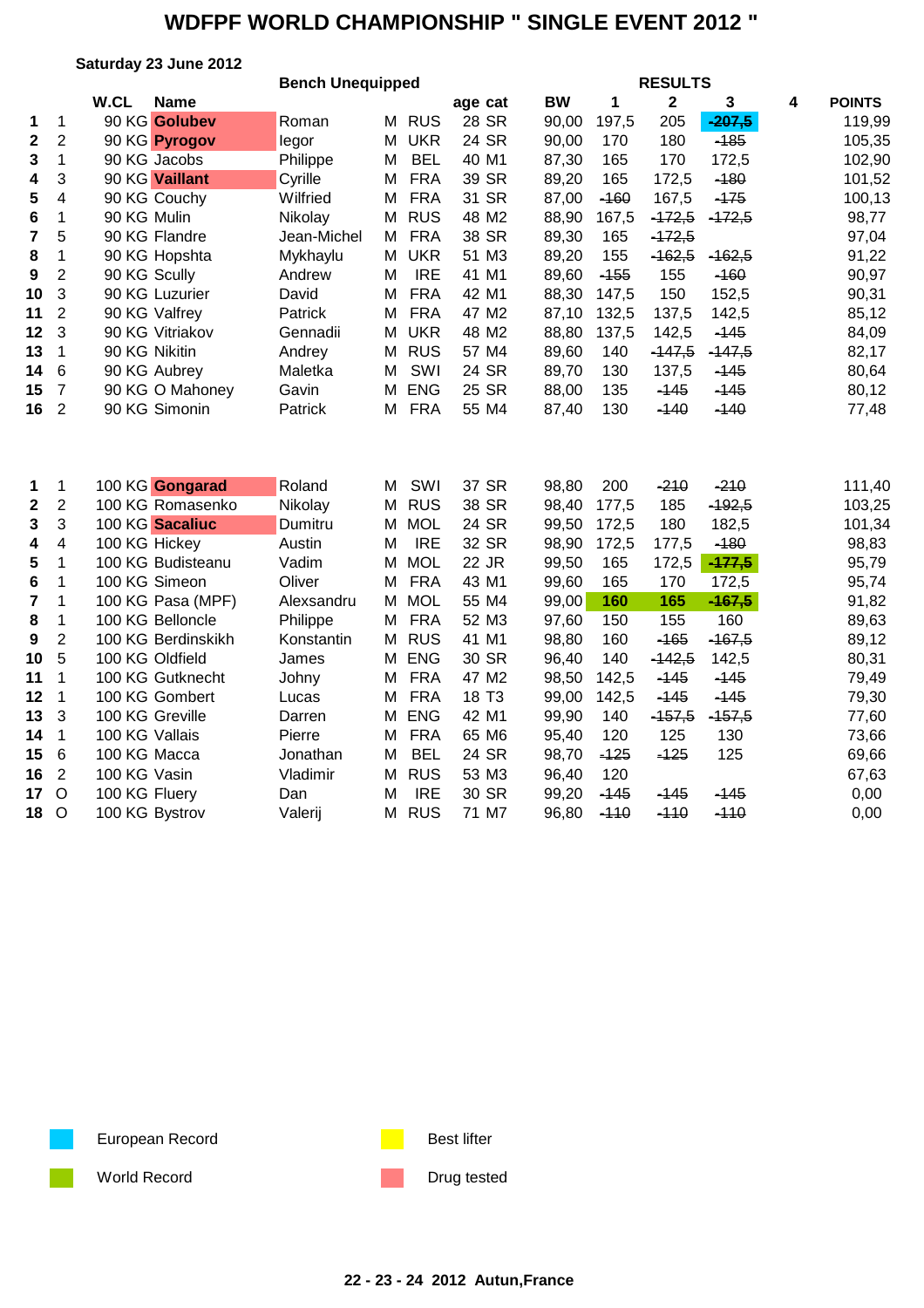# WDFPF WORLD CHAMPIONSHIP " SINGLE EVENT 2012 "

**Saturday 23 June 2012**

**Bench Unequipped**

| | | W.CL | Name | | | | age | cat | BW | 1 | 2 | 3 | 4 | POINTS |
|---|---|---|---|---|---|---|---|---|---|---|---|---|---|---|
| **1** | 1 | 90 KG | **Golubev** | Roman | M | RUS | 28 | SR | 90,00 | 197,5 | 205 | ~~-207,5~~ | | 119,99 |
| **2** | 2 | 90 KG | **Pyrogov** | Iegor | M | UKR | 24 | SR | 90,00 | 170 | 180 | ~~-185~~ | | 105,35 |
| **3** | 1 | 90 KG | Jacobs | Philippe | M | BEL | 40 | M1 | 87,30 | 165 | 170 | 172,5 | | 102,90 |
| **4** | 3 | 90 KG | **Vaillant** | Cyrille | M | FRA | 39 | SR | 89,20 | 165 | 172,5 | ~~-180~~ | | 101,52 |
| **5** | 4 | 90 KG | Couchy | Wilfried | M | FRA | 31 | SR | 87,00 | ~~-160~~ | 167,5 | ~~-175~~ | | 100,13 |
| **6** | 1 | 90 KG | Mulin | Nikolay | M | RUS | 48 | M2 | 88,90 | 167,5 | ~~-172,5~~ | ~~-172,5~~ | | 98,77 |
| **7** | 5 | 90 KG | Flandre | Jean-Michel | M | FRA | 38 | SR | 89,30 | 165 | ~~-172,5~~ | | | 97,04 |
| **8** | 1 | 90 KG | Hopshta | Mykhaylu | M | UKR | 51 | M3 | 89,20 | 155 | ~~-162,5~~ | ~~-162,5~~ | | 91,22 |
| **9** | 2 | 90 KG | Scully | Andrew | M | IRE | 41 | M1 | 89,60 | ~~-155~~ | 155 | ~~-160~~ | | 90,97 |
| **10** | 3 | 90 KG | Luzurier | David | M | FRA | 42 | M1 | 88,30 | 147,5 | 150 | 152,5 | | 90,31 |
| **11** | 2 | 90 KG | Valfrey | Patrick | M | FRA | 47 | M2 | 87,10 | 132,5 | 137,5 | 142,5 | | 85,12 |
| **12** | 3 | 90 KG | Vitriakov | Gennadii | M | UKR | 48 | M2 | 88,80 | 137,5 | 142,5 | ~~-145~~ | | 84,09 |
| **13** | 1 | 90 KG | Nikitin | Andrey | M | RUS | 57 | M4 | 89,60 | 140 | ~~-147,5~~ | ~~-147,5~~ | | 82,17 |
| **14** | 6 | 90 KG | Aubrey | Maletka | M | SWI | 24 | SR | 89,70 | 130 | 137,5 | ~~-145~~ | | 80,64 |
| **15** | 7 | 90 KG | O Mahoney | Gavin | M | ENG | 25 | SR | 88,00 | 135 | ~~-145~~ | ~~-145~~ | | 80,12 |
| **16** | 2 | 90 KG | Simonin | Patrick | M | FRA | 55 | M4 | 87,40 | 130 | ~~-140~~ | ~~-140~~ | | 77,48 |
| | | | | | | | | | | | | | | |
| **1** | 1 | 100 KG | **Gongarad** | Roland | M | SWI | 37 | SR | 98,80 | 200 | ~~-210~~ | ~~-210~~ | | 111,40 |
| **2** | 2 | 100 KG | Romasenko | Nikolay | M | RUS | 38 | SR | 98,40 | 177,5 | 185 | ~~-192,5~~ | | 103,25 |
| **3** | 3 | 100 KG | **Sacaliuc** | Dumitru | M | MOL | 24 | SR | 99,50 | 172,5 | 180 | 182,5 | | 101,34 |
| **4** | 4 | 100 KG | Hickey | Austin | M | IRE | 32 | SR | 98,90 | 172,5 | 177,5 | ~~-180~~ | | 98,83 |
| **5** | 1 | 100 KG | Budisteanu | Vadim | M | MOL | 22 | JR | 99,50 | 165 | 172,5 | ~~-177,5~~ | | 95,79 |
| **6** | 1 | 100 KG | Simeon | Oliver | M | FRA | 43 | M1 | 99,60 | 165 | 170 | 172,5 | | 95,74 |
| **7** | 1 | 100 KG | Pasa (MPF) | Alexsandru | M | MOL | 55 | M4 | 99,00 | **160** | **165** | ~~-167,5~~ | | 91,82 |
| **8** | 1 | 100 KG | Belloncle | Philippe | M | FRA | 52 | M3 | 97,60 | 150 | 155 | 160 | | 89,63 |
| **9** | 2 | 100 KG | Berdinskikh | Konstantin | M | RUS | 41 | M1 | 98,80 | 160 | ~~-165~~ | ~~-167,5~~ | | 89,12 |
| **10** | 5 | 100 KG | Oldfield | James | M | ENG | 30 | SR | 96,40 | 140 | ~~-142,5~~ | 142,5 | | 80,31 |
| **11** | 1 | 100 KG | Gutknecht | Johny | M | FRA | 47 | M2 | 98,50 | 142,5 | ~~-145~~ | ~~-145~~ | | 79,49 |
| **12** | 1 | 100 KG | Gombert | Lucas | M | FRA | 18 | T3 | 99,00 | 142,5 | ~~-145~~ | ~~-145~~ | | 79,30 |
| **13** | 3 | 100 KG | Greville | Darren | M | ENG | 42 | M1 | 99,90 | 140 | ~~-157,5~~ | ~~-157,5~~ | | 77,60 |
| **14** | 1 | 100 KG | Vallais | Pierre | M | FRA | 65 | M6 | 95,40 | 120 | 125 | 130 | | 73,66 |
| **15** | 6 | 100 KG | Macca | Jonathan | M | BEL | 24 | SR | 98,70 | ~~-125~~ | ~~-125~~ | 125 | | 69,66 |
| **16** | 2 | 100 KG | Vasin | Vladimir | M | RUS | 53 | M3 | 96,40 | 120 | | | | 67,63 |
| **17** | O | 100 KG | Fluery | Dan | M | IRE | 30 | SR | 99,20 | ~~-145~~ | ~~-145~~ | ~~-145~~ | | 0,00 |
| **18** | O | 100 KG | Bystrov | Valerij | M | RUS | 71 | M7 | 96,80 | ~~-110~~ | ~~-110~~ | ~~-110~~ | | 0,00 |

European Record

World Record

Best lifter

Drug tested

**22 - 23 - 24 2012 Autun,France**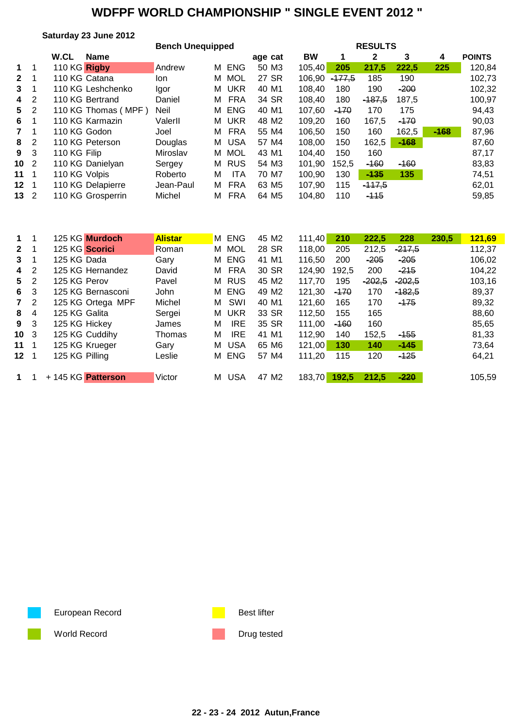# WDFPF WORLD CHAMPIONSHIP " SINGLE EVENT 2012 "

**Saturday 23 June 2012**

**Bench Unequipped**

| | | W.CL | Name | | | | age | cat | BW | 1 | 2 | 3 | 4 | POINTS |
|---|---|---|---|---|---|---|---|---|---|---|---|---|---|---|
| | | | | | | | | | | RESULTS | | | | |
| 1 | 1 | 110 KG | Rigby | Andrew | M | ENG | 50 | M3 | 105,40 | 205 | 217,5 | 222,5 | 225 | 120,84 |
| 2 | 1 | 110 KG | Catana | Ion | M | MOL | 27 | SR | 106,90 | ~~-177,5~~ | 185 | 190 | | 102,73 |
| 3 | 1 | 110 KG | Leshchenko | Igor | M | UKR | 40 | M1 | 108,40 | 180 | 190 | ~~-200~~ | | 102,32 |
| 4 | 2 | 110 KG | Bertrand | Daniel | M | FRA | 34 | SR | 108,40 | 180 | ~~-187,5~~ | 187,5 | | 100,97 |
| 5 | 2 | 110 KG | Thomas ( MPF ) | Neil | M | ENG | 40 | M1 | 107,60 | ~~-170~~ | 170 | 175 | | 94,43 |
| 6 | 1 | 110 KG | Karmazin | ValerII | M | UKR | 48 | M2 | 109,20 | 160 | 167,5 | ~~-170~~ | | 90,03 |
| 7 | 1 | 110 KG | Godon | Joel | M | FRA | 55 | M4 | 106,50 | 150 | 160 | 162,5 | ~~-168~~ | 87,96 |
| 8 | 2 | 110 KG | Peterson | Douglas | M | USA | 57 | M4 | 108,00 | 150 | 162,5 | ~~-168~~ | | 87,60 |
| 9 | 3 | 110 KG | Filip | Miroslav | M | MOL | 43 | M1 | 104,40 | 150 | 160 | | | 87,17 |
| 10 | 2 | 110 KG | Danielyan | Sergey | M | RUS | 54 | M3 | 101,90 | 152,5 | ~~-160~~ | ~~-160~~ | | 83,83 |
| 11 | 1 | 110 KG | Volpis | Roberto | M | ITA | 70 | M7 | 100,90 | 130 | ~~-135~~ | 135 | | 74,51 |
| 12 | 1 | 110 KG | Delapierre | Jean-Paul | M | FRA | 63 | M5 | 107,90 | 115 | ~~-117,5~~ | | | 62,01 |
| 13 | 2 | 110 KG | Grosperrin | Michel | M | FRA | 64 | M5 | 104,80 | 110 | ~~-115~~ | | | 59,85 |
| | | | | | | | | | | | | | | |
| 1 | 1 | 125 KG | Murdoch | Alistar | M | ENG | 45 | M2 | 111,40 | 210 | 222,5 | 228 | 230,5 | 121,69 |
| 2 | 1 | 125 KG | Scorici | Roman | M | MOL | 28 | SR | 118,00 | 205 | 212,5 | ~~-217,5~~ | | 112,37 |
| 3 | 1 | 125 KG | Dada | Gary | M | ENG | 41 | M1 | 116,50 | 200 | ~~-205~~ | ~~-205~~ | | 106,02 |
| 4 | 2 | 125 KG | Hernandez | David | M | FRA | 30 | SR | 124,90 | 192,5 | 200 | ~~-215~~ | | 104,22 |
| 5 | 2 | 125 KG | Perov | Pavel | M | RUS | 45 | M2 | 117,70 | 195 | ~~-202,5~~ | ~~-202,5~~ | | 103,16 |
| 6 | 3 | 125 KG | Bernasconi | John | M | ENG | 49 | M2 | 121,30 | ~~-170~~ | 170 | ~~-182,5~~ | | 89,37 |
| 7 | 2 | 125 KG | Ortega MPF | Michel | M | SWI | 40 | M1 | 121,60 | 165 | 170 | ~~-175~~ | | 89,32 |
| 8 | 4 | 125 KG | Galita | Sergei | M | UKR | 33 | SR | 112,50 | 155 | 165 | | | 88,60 |
| 9 | 3 | 125 KG | Hickey | James | M | IRE | 35 | SR | 111,00 | ~~-160~~ | 160 | | | 85,65 |
| 10 | 3 | 125 KG | Cuddihy | Thomas | M | IRE | 41 | M1 | 112,90 | 140 | 152,5 | ~~-155~~ | | 81,33 |
| 11 | 1 | 125 KG | Krueger | Gary | M | USA | 65 | M6 | 121,00 | 130 | 140 | ~~-145~~ | | 73,64 |
| 12 | 1 | 125 KG | Pilling | Leslie | M | ENG | 57 | M4 | 111,20 | 115 | 120 | ~~-125~~ | | 64,21 |
| | | | | | | | | | | | | | | |
| 1 | 1 | + 145 KG | Patterson | Victor | M | USA | 47 | M2 | 183,70 | 192,5 | 212,5 | ~~-220~~ | | 105,59 |

European Record

World Record

Best lifter

Drug tested

**22 - 23 - 24 2012 Autun,France**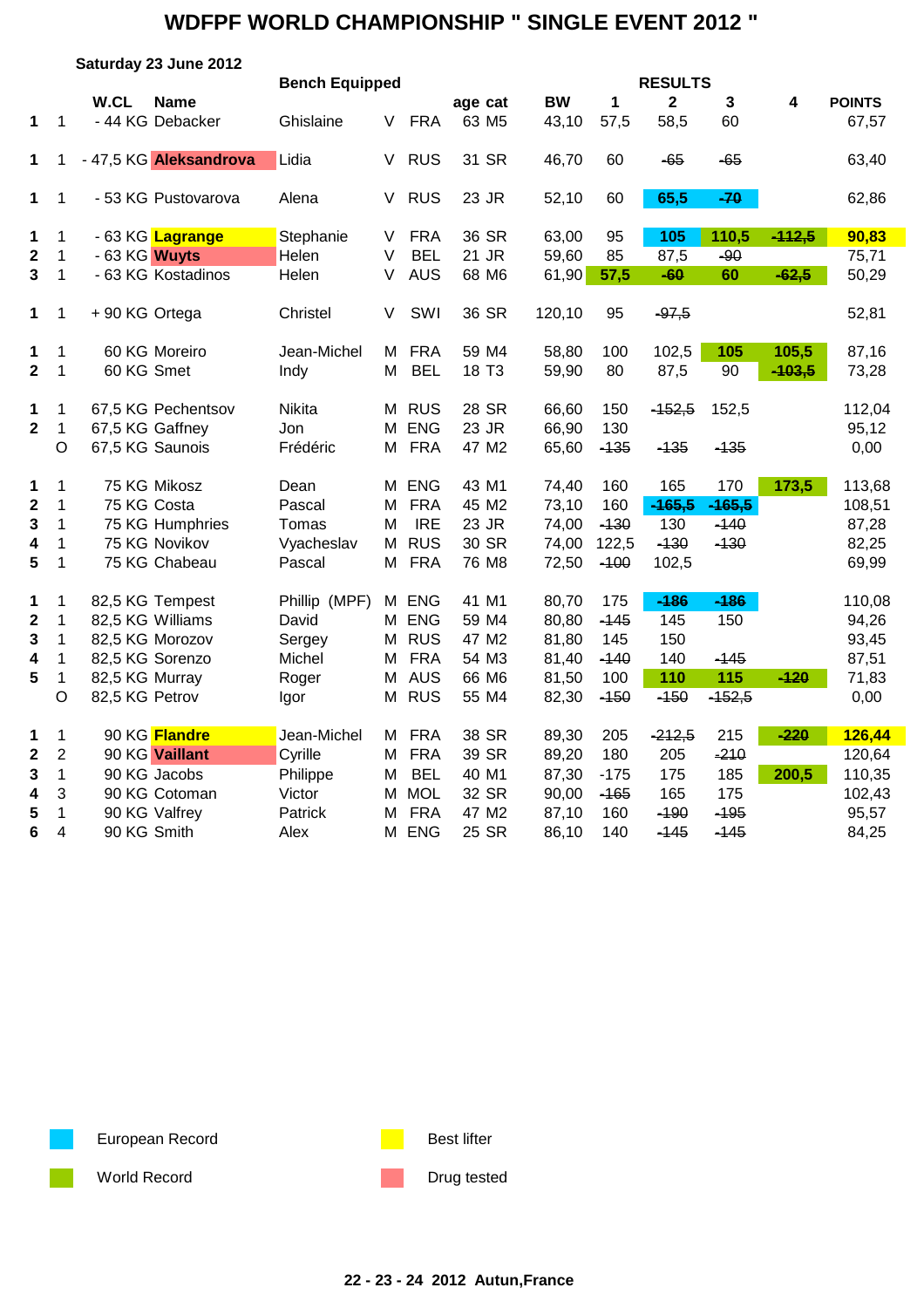# WDFPF WORLD CHAMPIONSHIP " SINGLE EVENT 2012 "

**Saturday 23 June 2012**

**Bench Equipped**

| | | W.CL | Name | | | | age | cat | BW | 1 | 2 | 3 | 4 | POINTS |
|---|---|---|---|---|---|---|---|---|---|---|---|---|---|---|
| 1 | 1 | - 44 KG | Debacker | Ghislaine | V | FRA | 63 | M5 | 43,10 | 57,5 | 58,5 | 60 | | 67,57 |
| | | | | | | | | | | | | | | |
| 1 | 1 | - 47,5 KG | **Aleksandrova** | Lidia | V | RUS | 31 | SR | 46,70 | 60 | ~~-65~~ | ~~-65~~ | | 63,40 |
| | | | | | | | | | | | | | | |
| 1 | 1 | - 53 KG | Pustovarova | Alena | V | RUS | 23 | JR | 52,10 | 60 | **65,5** | ~~-70~~ | | 62,86 |
| | | | | | | | | | | | | | | |
| 1 | 1 | - 63 KG | **Lagrange** | Stephanie | V | FRA | 36 | SR | 63,00 | 95 | **105** | **110,5** | ~~-112,5~~ | **90,83** |
| 2 | 1 | - 63 KG | **Wuyts** | Helen | V | BEL | 21 | JR | 59,60 | 85 | 87,5 | ~~-90~~ | | 75,71 |
| 3 | 1 | - 63 KG | Kostadinos | Helen | V | AUS | 68 | M6 | 61,90 | **57,5** | ~~-60~~ | **60** | ~~-62,5~~ | 50,29 |
| | | | | | | | | | | | | | | |
| 1 | 1 | + 90 KG | Ortega | Christel | V | SWI | 36 | SR | 120,10 | 95 | ~~-97,5~~ | | | 52,81 |
| | | | | | | | | | | | | | | |
| 1 | 1 | 60 KG | Moreiro | Jean-Michel | M | FRA | 59 | M4 | 58,80 | 100 | 102,5 | **105** | **105,5** | 87,16 |
| 2 | 1 | 60 KG | Smet | Indy | M | BEL | 18 | T3 | 59,90 | 80 | 87,5 | 90 | ~~-103,5~~ | 73,28 |
| | | | | | | | | | | | | | | |
| 1 | 1 | 67,5 KG | Pechentsov | Nikita | M | RUS | 28 | SR | 66,60 | 150 | ~~-152,5~~ | 152,5 | | 112,04 |
| 2 | 1 | 67,5 KG | Gaffney | Jon | M | ENG | 23 | JR | 66,90 | 130 | | | | 95,12 |
| | O | 67,5 KG | Saunois | Frédéric | M | FRA | 47 | M2 | 65,60 | ~~-135~~ | ~~-135~~ | ~~-135~~ | | 0,00 |
| | | | | | | | | | | | | | | |
| 1 | 1 | 75 KG | Mikosz | Dean | M | ENG | 43 | M1 | 74,40 | 160 | 165 | 170 | **173,5** | 113,68 |
| 2 | 1 | 75 KG | Costa | Pascal | M | FRA | 45 | M2 | 73,10 | 160 | ~~-165,5~~ | ~~-165,5~~ | | 108,51 |
| 3 | 1 | 75 KG | Humphries | Tomas | M | IRE | 23 | JR | 74,00 | ~~-130~~ | 130 | ~~-140~~ | | 87,28 |
| 4 | 1 | 75 KG | Novikov | Vyacheslav | M | RUS | 30 | SR | 74,00 | 122,5 | ~~-130~~ | ~~-130~~ | | 82,25 |
| 5 | 1 | 75 KG | Chabeau | Pascal | M | FRA | 76 | M8 | 72,50 | ~~-100~~ | 102,5 | | | 69,99 |
| | | | | | | | | | | | | | | |
| 1 | 1 | 82,5 KG | Tempest | Phillip (MPF) | M | ENG | 41 | M1 | 80,70 | 175 | ~~-186~~ | ~~-186~~ | | 110,08 |
| 2 | 1 | 82,5 KG | Williams | David | M | ENG | 59 | M4 | 80,80 | ~~-145~~ | 145 | 150 | | 94,26 |
| 3 | 1 | 82,5 KG | Morozov | Sergey | M | RUS | 47 | M2 | 81,80 | 145 | 150 | | | 93,45 |
| 4 | 1 | 82,5 KG | Sorenzo | Michel | M | FRA | 54 | M3 | 81,40 | ~~-140~~ | 140 | ~~-145~~ | | 87,51 |
| 5 | 1 | 82,5 KG | Murray | Roger | M | AUS | 66 | M6 | 81,50 | 100 | **110** | **115** | ~~-120~~ | 71,83 |
| | O | 82,5 KG | Petrov | Igor | M | RUS | 55 | M4 | 82,30 | ~~-150~~ | ~~-150~~ | ~~-152,5~~ | | 0,00 |
| | | | | | | | | | | | | | | |
| 1 | 1 | 90 KG | **Flandre** | Jean-Michel | M | FRA | 38 | SR | 89,30 | 205 | ~~-212,5~~ | 215 | ~~-220~~ | **126,44** |
| 2 | 2 | 90 KG | **Vaillant** | Cyrille | M | FRA | 39 | SR | 89,20 | 180 | 205 | ~~-210~~ | | 120,64 |
| 3 | 1 | 90 KG | Jacobs | Philippe | M | BEL | 40 | M1 | 87,30 | -175 | 175 | 185 | **200,5** | 110,35 |
| 4 | 3 | 90 KG | Cotoman | Victor | M | MOL | 32 | SR | 90,00 | ~~-165~~ | 165 | 175 | | 102,43 |
| 5 | 1 | 90 KG | Valfrey | Patrick | M | FRA | 47 | M2 | 87,10 | 160 | ~~-190~~ | ~~-195~~ | | 95,57 |
| 6 | 4 | 90 KG | Smith | Alex | M | ENG | 25 | SR | 86,10 | 140 | ~~-145~~ | ~~-145~~ | | 84,25 |

Legend:
- European Record (blue)
- World Record (green)
- Best lifter (yellow)
- Drug tested (red)

**22 - 23 - 24 2012 Autun,France**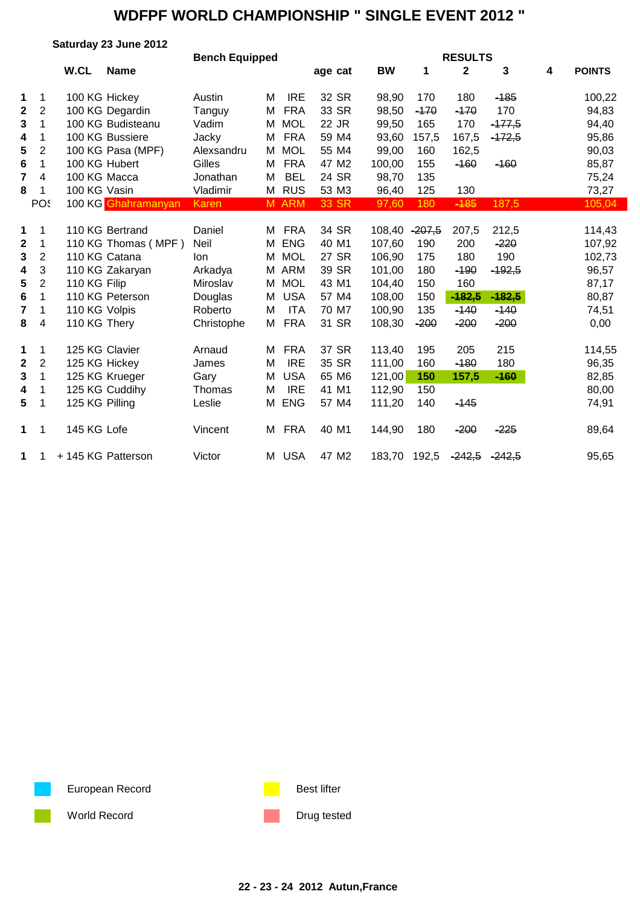# WDFPF WORLD CHAMPIONSHIP " SINGLE EVENT 2012 "

**Saturday 23 June 2012**

**Bench Equipped**

| | | W.CL | Name | | | | age | cat | BW | 1 | 2 | 3 | 4 | POINTS |
|---|---|---|---|---|---|---|---|---|---|---|---|---|---|---|
| **1** | 1 | 100 KG | Hickey | Austin | M | IRE | 32 | SR | 98,90 | 170 | 180 | -185 | | 100,22 |
| **2** | 2 | 100 KG | Degardin | Tanguy | M | FRA | 33 | SR | 98,50 | -170 | -170 | 170 | | 94,83 |
| **3** | 1 | 100 KG | Budisteanu | Vadim | M | MOL | 22 | JR | 99,50 | 165 | 170 | -177,5 | | 94,40 |
| **4** | 1 | 100 KG | Bussiere | Jacky | M | FRA | 59 | M4 | 93,60 | 157,5 | 167,5 | -172,5 | | 95,86 |
| **5** | 2 | 100 KG | Pasa (MPF) | Alexsandru | M | MOL | 55 | M4 | 99,00 | 160 | 162,5 | | | 90,03 |
| **6** | 1 | 100 KG | Hubert | Gilles | M | FRA | 47 | M2 | 100,00 | 155 | -160 | -160 | | 85,87 |
| **7** | 4 | 100 KG | Macca | Jonathan | M | BEL | 24 | SR | 98,70 | 135 | | | | 75,24 |
| **8** | 1 | 100 KG | Vasin | Vladimir | M | RUS | 53 | M3 | 96,40 | 125 | 130 | | | 73,27 |
| | POS | 100 KG | Ghahramanyan | Karen | M | ARM | 33 | SR | 97,60 | 180 | -185 | 187,5 | | 105,04 |
| **1** | 1 | 110 KG | Bertrand | Daniel | M | FRA | 34 | SR | 108,40 | -207,5 | 207,5 | 212,5 | | 114,43 |
| **2** | 1 | 110 KG | Thomas ( MPF ) | Neil | M | ENG | 40 | M1 | 107,60 | 190 | 200 | -220 | | 107,92 |
| **3** | 2 | 110 KG | Catana | Ion | M | MOL | 27 | SR | 106,90 | 175 | 180 | 190 | | 102,73 |
| **4** | 3 | 110 KG | Zakaryan | Arkadya | M | ARM | 39 | SR | 101,00 | 180 | -190 | -192,5 | | 96,57 |
| **5** | 2 | 110 KG | Filip | Miroslav | M | MOL | 43 | M1 | 104,40 | 150 | 160 | | | 87,17 |
| **6** | 1 | 110 KG | Peterson | Douglas | M | USA | 57 | M4 | 108,00 | 150 | -182,5 | -182,5 | | 80,87 |
| **7** | 1 | 110 KG | Volpis | Roberto | M | ITA | 70 | M7 | 100,90 | 135 | -140 | -140 | | 74,51 |
| **8** | 4 | 110 KG | Thery | Christophe | M | FRA | 31 | SR | 108,30 | -200 | -200 | -200 | | 0,00 |
| **1** | 1 | 125 KG | Clavier | Arnaud | M | FRA | 37 | SR | 113,40 | 195 | 205 | 215 | | 114,55 |
| **2** | 2 | 125 KG | Hickey | James | M | IRE | 35 | SR | 111,00 | 160 | -180 | 180 | | 96,35 |
| **3** | 1 | 125 KG | Krueger | Gary | M | USA | 65 | M6 | 121,00 | 150 | 157,5 | -160 | | 82,85 |
| **4** | 1 | 125 KG | Cuddihy | Thomas | M | IRE | 41 | M1 | 112,90 | 150 | | | | 80,00 |
| **5** | 1 | 125 KG | Pilling | Leslie | M | ENG | 57 | M4 | 111,20 | 140 | -145 | | | 74,91 |
| **1** | 1 | 145 KG | Lofe | Vincent | M | FRA | 40 | M1 | 144,90 | 180 | -200 | -225 | | 89,64 |
| **1** | 1 | + 145 KG | Patterson | Victor | M | USA | 47 | M2 | 183,70 | 192,5 | -242,5 | -242,5 | | 95,65 |

European Record

World Record

Best lifter

Drug tested

**22 - 23 - 24 2012 Autun,France**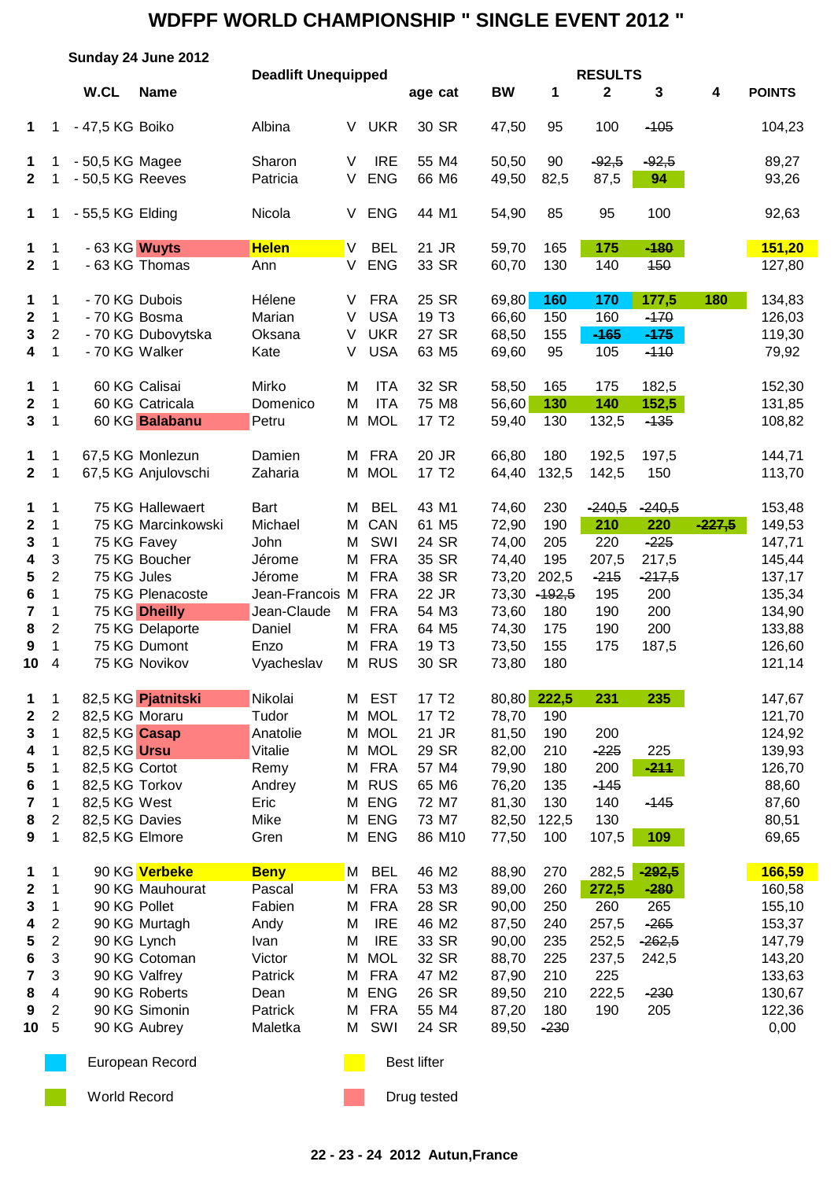# WDFPF WORLD CHAMPIONSHIP " SINGLE EVENT 2012 "

**Sunday 24 June 2012**

**Deadlift Unequipped**

| | | W.CL | Name | | | | age | cat | BW | 1 | 2 | 3 | 4 | POINTS |
|---|---|---|---|---|---|---|---|---|---|---|---|---|---|---|
| 1 | 1 | - 47,5 KG | Boiko | Albina | V | UKR | 30 | SR | 47,50 | 95 | 100 | ~~105~~ | | 104,23 |
| 1 | 1 | - 50,5 KG | Magee | Sharon | V | IRE | 55 | M4 | 50,50 | 90 | ~~92,5~~ | ~~92,5~~ | | 89,27 |
| 2 | 1 | - 50,5 KG | Reeves | Patricia | V | ENG | 66 | M6 | 49,50 | 82,5 | 87,5 | 94 | | 93,26 |
| 1 | 1 | - 55,5 KG | Elding | Nicola | V | ENG | 44 | M1 | 54,90 | 85 | 95 | 100 | | 92,63 |
| 1 | 1 | - 63 KG | Wuyts | Helen | V | BEL | 21 | JR | 59,70 | 165 | 175 | ~~180~~ | | 151,20 |
| 2 | 1 | - 63 KG | Thomas | Ann | V | ENG | 33 | SR | 60,70 | 130 | 140 | ~~150~~ | | 127,80 |
| 1 | 1 | - 70 KG | Dubois | Hélene | V | FRA | 25 | SR | 69,80 | 160 | 170 | 177,5 | 180 | 134,83 |
| 2 | 1 | - 70 KG | Bosma | Marian | V | USA | 19 | T3 | 66,60 | 150 | 160 | ~~170~~ | | 126,03 |
| 3 | 2 | - 70 KG | Dubovytska | Oksana | V | UKR | 27 | SR | 68,50 | 155 | ~~165~~ | ~~175~~ | | 119,30 |
| 4 | 1 | - 70 KG | Walker | Kate | V | USA | 63 | M5 | 69,60 | 95 | 105 | ~~110~~ | | 79,92 |
| 1 | 1 | 60 KG | Calisai | Mirko | M | ITA | 32 | SR | 58,50 | 165 | 175 | 182,5 | | 152,30 |
| 2 | 1 | 60 KG | Catricala | Domenico | M | ITA | 75 | M8 | 56,60 | 130 | 140 | 152,5 | | 131,85 |
| 3 | 1 | 60 KG | Balabanu | Petru | M | MOL | 17 | T2 | 59,40 | 130 | 132,5 | ~~135~~ | | 108,82 |
| 1 | 1 | 67,5 KG | Monlezun | Damien | M | FRA | 20 | JR | 66,80 | 180 | 192,5 | 197,5 | | 144,71 |
| 2 | 1 | 67,5 KG | Anjulovschi | Zaharia | M | MOL | 17 | T2 | 64,40 | 132,5 | 142,5 | 150 | | 113,70 |
| 1 | 1 | 75 KG | Hallewaert | Bart | M | BEL | 43 | M1 | 74,60 | 230 | ~~240,5~~ | ~~240,5~~ | | 153,48 |
| 2 | 1 | 75 KG | Marcinkowski | Michael | M | CAN | 61 | M5 | 72,90 | 190 | 210 | 220 | ~~227,5~~ | 149,53 |
| 3 | 1 | 75 KG | Favey | John | M | SWI | 24 | SR | 74,00 | 205 | 220 | ~~225~~ | | 147,71 |
| 4 | 3 | 75 KG | Boucher | Jérome | M | FRA | 35 | SR | 74,40 | 195 | 207,5 | 217,5 | | 145,44 |
| 5 | 2 | 75 KG | Jules | Jérome | M | FRA | 38 | SR | 73,20 | 202,5 | ~~215~~ | ~~217,5~~ | | 137,17 |
| 6 | 1 | 75 KG | Plenacoste | Jean-Francois | M | FRA | 22 | JR | 73,30 | ~~192,5~~ | 195 | 200 | | 135,34 |
| 7 | 1 | 75 KG | Dheilly | Jean-Claude | M | FRA | 54 | M3 | 73,60 | 180 | 190 | 200 | | 134,90 |
| 8 | 2 | 75 KG | Delaporte | Daniel | M | FRA | 64 | M5 | 74,30 | 175 | 190 | 200 | | 133,88 |
| 9 | 1 | 75 KG | Dumont | Enzo | M | FRA | 19 | T3 | 73,50 | 155 | 175 | 187,5 | | 126,60 |
| 10 | 4 | 75 KG | Novikov | Vyacheslav | M | RUS | 30 | SR | 73,80 | 180 | | | | 121,14 |
| 1 | 1 | 82,5 KG | Pjatnitski | Nikolai | M | EST | 17 | T2 | 80,80 | 222,5 | 231 | 235 | | 147,67 |
| 2 | 2 | 82,5 KG | Moraru | Tudor | M | MOL | 17 | T2 | 78,70 | 190 | | | | 121,70 |
| 3 | 1 | 82,5 KG | Casap | Anatolie | M | MOL | 21 | JR | 81,50 | 190 | 200 | | | 124,92 |
| 4 | 1 | 82,5 KG | Ursu | Vitalie | M | MOL | 29 | SR | 82,00 | 210 | ~~225~~ | 225 | | 139,93 |
| 5 | 1 | 82,5 KG | Cortot | Remy | M | FRA | 57 | M4 | 79,90 | 180 | 200 | ~~211~~ | | 126,70 |
| 6 | 1 | 82,5 KG | Torkov | Andrey | M | RUS | 65 | M6 | 76,20 | 135 | ~~145~~ | | | 88,60 |
| 7 | 1 | 82,5 KG | West | Eric | M | ENG | 72 | M7 | 81,30 | 130 | 140 | ~~145~~ | | 87,60 |
| 8 | 2 | 82,5 KG | Davies | Mike | M | ENG | 73 | M7 | 82,50 | 122,5 | 130 | | | 80,51 |
| 9 | 1 | 82,5 KG | Elmore | Gren | M | ENG | 86 | M10 | 77,50 | 100 | 107,5 | 109 | | 69,65 |
| 1 | 1 | 90 KG | Verbeke | Beny | M | BEL | 46 | M2 | 88,90 | 270 | 282,5 | ~~292,5~~ | | 166,59 |
| 2 | 1 | 90 KG | Mauhourat | Pascal | M | FRA | 53 | M3 | 89,00 | 260 | 272,5 | ~~280~~ | | 160,58 |
| 3 | 1 | 90 KG | Pollet | Fabien | M | FRA | 28 | SR | 90,00 | 250 | 260 | 265 | | 155,10 |
| 4 | 2 | 90 KG | Murtagh | Andy | M | IRE | 46 | M2 | 87,50 | 240 | 257,5 | ~~265~~ | | 153,37 |
| 5 | 2 | 90 KG | Lynch | Ivan | M | IRE | 33 | SR | 90,00 | 235 | 252,5 | ~~262,5~~ | | 147,79 |
| 6 | 3 | 90 KG | Cotoman | Victor | M | MOL | 32 | SR | 88,70 | 225 | 237,5 | 242,5 | | 143,20 |
| 7 | 3 | 90 KG | Valfrey | Patrick | M | FRA | 47 | M2 | 87,90 | 210 | 225 | | | 133,63 |
| 8 | 4 | 90 KG | Roberts | Dean | M | ENG | 26 | SR | 89,50 | 210 | 222,5 | ~~230~~ | | 130,67 |
| 9 | 2 | 90 KG | Simonin | Patrick | M | FRA | 55 | M4 | 87,20 | 180 | 190 | 205 | | 122,36 |
| 10 | 5 | 90 KG | Aubrey | Maletka | M | SWI | 24 | SR | 89,50 | ~~230~~ | | | | 0,00 |

European Record — World Record — Best lifter — Drug tested

22 - 23 - 24 2012 Autun,France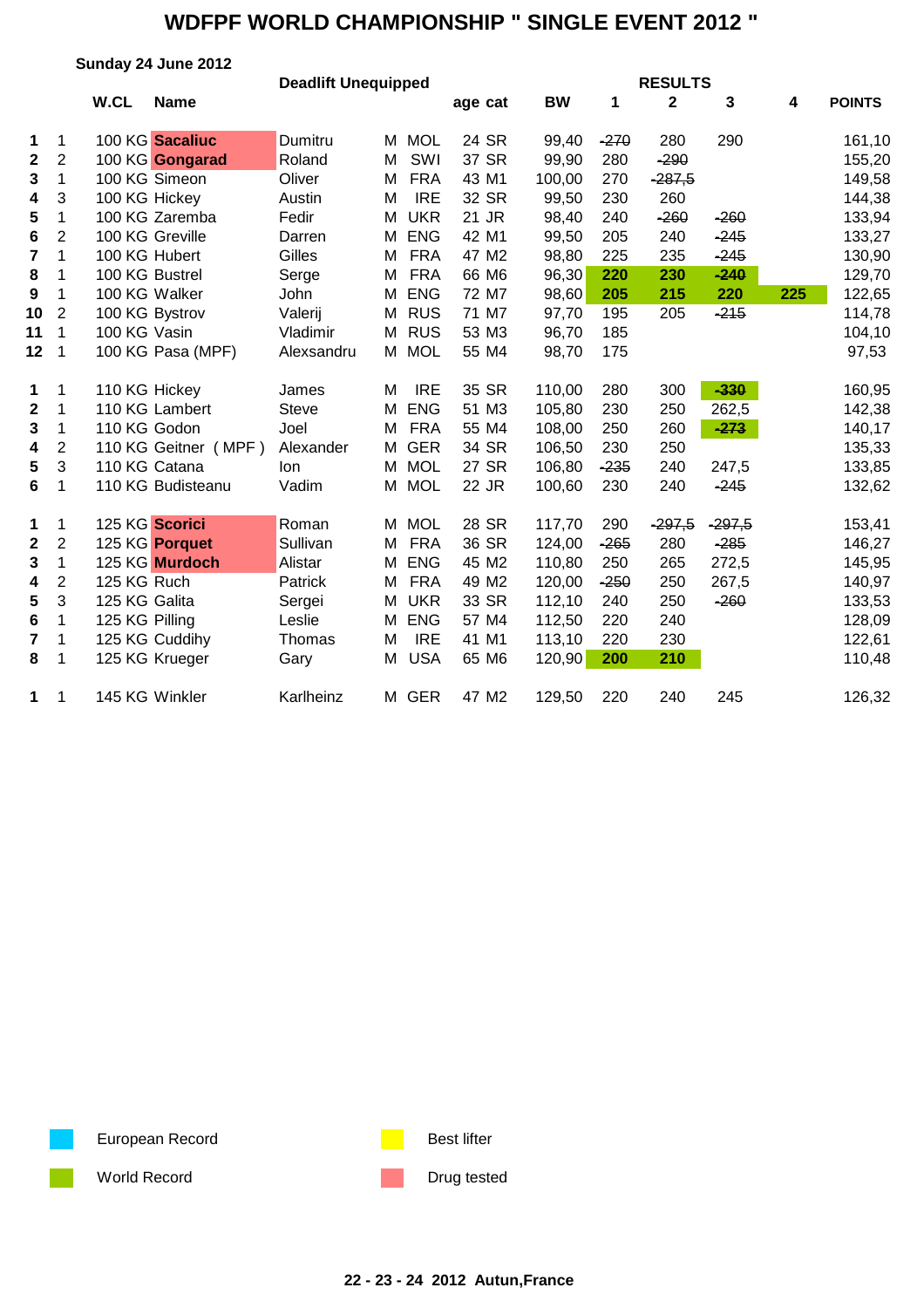# WDFPF WORLD CHAMPIONSHIP " SINGLE EVENT 2012 "

**Sunday 24 June 2012**

**Deadlift Unequipped**

| | | W.CL | Name | | | | age | cat | BW | 1 | 2 | 3 | 4 | POINTS |
|---|---|---|---|---|---|---|---|---|---|---|---|---|---|---|
| **1** | 1 | 100 KG | **Sacaliuc** | Dumitru | M | MOL | 24 | SR | 99,40 | ~~-270~~ | 280 | 290 | | 161,10 |
| **2** | 2 | 100 KG | **Gongarad** | Roland | M | SWI | 37 | SR | 99,90 | 280 | ~~-290~~ | | | 155,20 |
| **3** | 1 | 100 KG | Simeon | Oliver | M | FRA | 43 | M1 | 100,00 | 270 | ~~-287,5~~ | | | 149,58 |
| **4** | 3 | 100 KG | Hickey | Austin | M | IRE | 32 | SR | 99,50 | 230 | 260 | | | 144,38 |
| **5** | 1 | 100 KG | Zaremba | Fedir | M | UKR | 21 | JR | 98,40 | 240 | ~~-260~~ | ~~-260~~ | | 133,94 |
| **6** | 2 | 100 KG | Greville | Darren | M | ENG | 42 | M1 | 99,50 | 205 | 240 | ~~-245~~ | | 133,27 |
| **7** | 1 | 100 KG | Hubert | Gilles | M | FRA | 47 | M2 | 98,80 | 225 | 235 | ~~-245~~ | | 130,90 |
| **8** | 1 | 100 KG | Bustrel | Serge | M | FRA | 66 | M6 | 96,30 | **220** | **230** | ~~**-240**~~ | | 129,70 |
| **9** | 1 | 100 KG | Walker | John | M | ENG | 72 | M7 | 98,60 | **205** | **215** | **220** | **225** | 122,65 |
| **10** | 2 | 100 KG | Bystrov | Valerij | M | RUS | 71 | M7 | 97,70 | 195 | 205 | ~~-215~~ | | 114,78 |
| **11** | 1 | 100 KG | Vasin | Vladimir | M | RUS | 53 | M3 | 96,70 | 185 | | | | 104,10 |
| **12** | 1 | 100 KG | Pasa (MPF) | Alexsandru | M | MOL | 55 | M4 | 98,70 | 175 | | | | 97,53 |
| | | | | | | | | | | | | | | |
| **1** | 1 | 110 KG | Hickey | James | M | IRE | 35 | SR | 110,00 | 280 | 300 | ~~**-330**~~ | | 160,95 |
| **2** | 1 | 110 KG | Lambert | Steve | M | ENG | 51 | M3 | 105,80 | 230 | 250 | 262,5 | | 142,38 |
| **3** | 1 | 110 KG | Godon | Joel | M | FRA | 55 | M4 | 108,00 | 250 | 260 | ~~**-273**~~ | | 140,17 |
| **4** | 2 | 110 KG | Geitner ( MPF ) | Alexander | M | GER | 34 | SR | 106,50 | 230 | 250 | | | 135,33 |
| **5** | 3 | 110 KG | Catana | Ion | M | MOL | 27 | SR | 106,80 | ~~-235~~ | 240 | 247,5 | | 133,85 |
| **6** | 1 | 110 KG | Budisteanu | Vadim | M | MOL | 22 | JR | 100,60 | 230 | 240 | ~~-245~~ | | 132,62 |
| | | | | | | | | | | | | | | |
| **1** | 1 | 125 KG | **Scorici** | Roman | M | MOL | 28 | SR | 117,70 | 290 | ~~-297,5~~ | ~~-297,5~~ | | 153,41 |
| **2** | 2 | 125 KG | **Porquet** | Sullivan | M | FRA | 36 | SR | 124,00 | ~~-265~~ | 280 | ~~-285~~ | | 146,27 |
| **3** | 1 | 125 KG | **Murdoch** | Alistar | M | ENG | 45 | M2 | 110,80 | 250 | 265 | 272,5 | | 145,95 |
| **4** | 2 | 125 KG | Ruch | Patrick | M | FRA | 49 | M2 | 120,00 | ~~-250~~ | 250 | 267,5 | | 140,97 |
| **5** | 3 | 125 KG | Galita | Sergei | M | UKR | 33 | SR | 112,10 | 240 | 250 | ~~-260~~ | | 133,53 |
| **6** | 1 | 125 KG | Pilling | Leslie | M | ENG | 57 | M4 | 112,50 | 220 | 240 | | | 128,09 |
| **7** | 1 | 125 KG | Cuddihy | Thomas | M | IRE | 41 | M1 | 113,10 | 220 | 230 | | | 122,61 |
| **8** | 1 | 125 KG | Krueger | Gary | M | USA | 65 | M6 | 120,90 | **200** | **210** | | | 110,48 |
| | | | | | | | | | | | | | | |
| **1** | 1 | 145 KG | Winkler | Karlheinz | M | GER | 47 | M2 | 129,50 | 220 | 240 | 245 | | 126,32 |

European Record

World Record

Best lifter

Drug tested

**22 - 23 - 24 2012 Autun,France**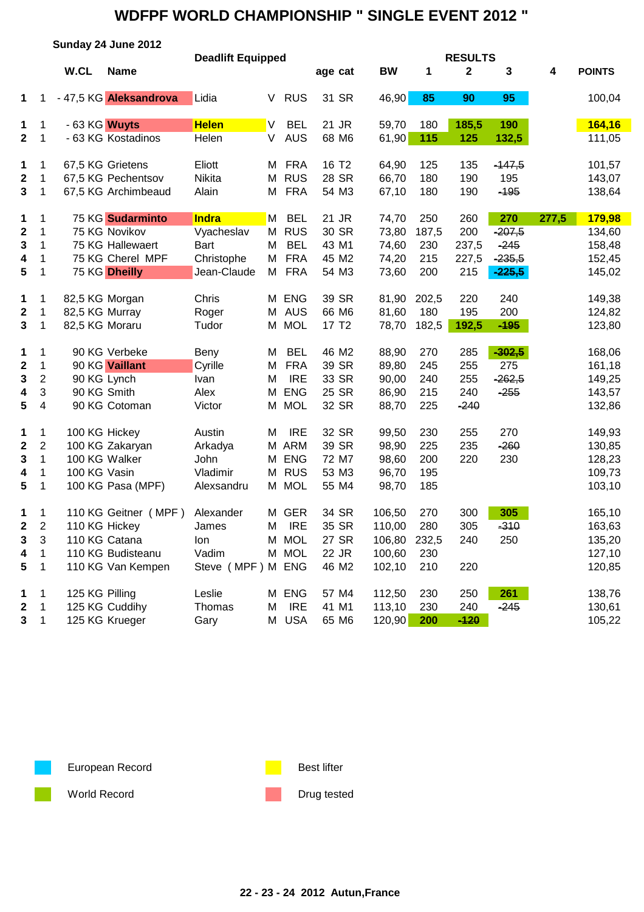# WDFPF WORLD CHAMPIONSHIP " SINGLE EVENT 2012 "

**Sunday 24 June 2012**

**Deadlift Equipped**

| | | W.CL | Name | | | | age | cat | BW | RESULTS 1 | 2 | 3 | 4 | POINTS |
|---|---|---|---|---|---|---|---|---|---|---|---|---|---|---|
| 1 | 1 | - 47,5 KG | Aleksandrova | Lidia | V | RUS | 31 | SR | 46,90 | 85 | 90 | 95 | | 100,04 |
| 1 | 1 | - 63 KG | Wuyts | Helen | V | BEL | 21 | JR | 59,70 | 180 | 185,5 | 190 | | 164,16 |
| 2 | 1 | - 63 KG | Kostadinos | Helen | V | AUS | 68 | M6 | 61,90 | 115 | 125 | 132,5 | | 111,05 |
| 1 | 1 | 67,5 KG | Grietens | Eliott | M | FRA | 16 | T2 | 64,90 | 125 | 135 | ~~147,5~~ | | 101,57 |
| 2 | 1 | 67,5 KG | Pechentsov | Nikita | M | RUS | 28 | SR | 66,70 | 180 | 190 | 195 | | 143,07 |
| 3 | 1 | 67,5 KG | Archimbeaud | Alain | M | FRA | 54 | M3 | 67,10 | 180 | 190 | ~~195~~ | | 138,64 |
| 1 | 1 | 75 KG | Sudarminto | Indra | M | BEL | 21 | JR | 74,70 | 250 | 260 | 270 | 277,5 | 179,98 |
| 2 | 1 | 75 KG | Novikov | Vyacheslav | M | RUS | 30 | SR | 73,80 | 187,5 | 200 | ~~207,5~~ | | 134,60 |
| 3 | 1 | 75 KG | Hallewaert | Bart | M | BEL | 43 | M1 | 74,60 | 230 | 237,5 | ~~245~~ | | 158,48 |
| 4 | 1 | 75 KG | Cherel MPF | Christophe | M | FRA | 45 | M2 | 74,20 | 215 | 227,5 | ~~235,5~~ | | 152,45 |
| 5 | 1 | 75 KG | Dheilly | Jean-Claude | M | FRA | 54 | M3 | 73,60 | 200 | 215 | ~~225,5~~ | | 145,02 |
| 1 | 1 | 82,5 KG | Morgan | Chris | M | ENG | 39 | SR | 81,90 | 202,5 | 220 | 240 | | 149,38 |
| 2 | 1 | 82,5 KG | Murray | Roger | M | AUS | 66 | M6 | 81,60 | 180 | 195 | 200 | | 124,82 |
| 3 | 1 | 82,5 KG | Moraru | Tudor | M | MOL | 17 | T2 | 78,70 | 182,5 | 192,5 | ~~195~~ | | 123,80 |
| 1 | 1 | 90 KG | Verbeke | Beny | M | BEL | 46 | M2 | 88,90 | 270 | 285 | ~~302,5~~ | | 168,06 |
| 2 | 1 | 90 KG | Vaillant | Cyrille | M | FRA | 39 | SR | 89,80 | 245 | 255 | 275 | | 161,18 |
| 3 | 2 | 90 KG | Lynch | Ivan | M | IRE | 33 | SR | 90,00 | 240 | 255 | ~~262,5~~ | | 149,25 |
| 4 | 3 | 90 KG | Smith | Alex | M | ENG | 25 | SR | 86,90 | 215 | 240 | ~~255~~ | | 143,57 |
| 5 | 4 | 90 KG | Cotoman | Victor | M | MOL | 32 | SR | 88,70 | 225 | ~~240~~ | | | 132,86 |
| 1 | 1 | 100 KG | Hickey | Austin | M | IRE | 32 | SR | 99,50 | 230 | 255 | 270 | | 149,93 |
| 2 | 2 | 100 KG | Zakaryan | Arkadya | M | ARM | 39 | SR | 98,90 | 225 | 235 | ~~260~~ | | 130,85 |
| 3 | 1 | 100 KG | Walker | John | M | ENG | 72 | M7 | 98,60 | 200 | 220 | 230 | | 128,23 |
| 4 | 1 | 100 KG | Vasin | Vladimir | M | RUS | 53 | M3 | 96,70 | 195 | | | | 109,73 |
| 5 | 1 | 100 KG | Pasa (MPF) | Alexsandru | M | MOL | 55 | M4 | 98,70 | 185 | | | | 103,10 |
| 1 | 1 | 110 KG | Geitner ( MPF ) | Alexander | M | GER | 34 | SR | 106,50 | 270 | 300 | 305 | | 165,10 |
| 2 | 2 | 110 KG | Hickey | James | M | IRE | 35 | SR | 110,00 | 280 | 305 | ~~310~~ | | 163,63 |
| 3 | 3 | 110 KG | Catana | Ion | M | MOL | 27 | SR | 106,80 | 232,5 | 240 | 250 | | 135,20 |
| 4 | 1 | 110 KG | Budisteanu | Vadim | M | MOL | 22 | JR | 100,60 | 230 | | | | 127,10 |
| 5 | 1 | 110 KG | Van Kempen | Steve ( MPF ) | M | ENG | 46 | M2 | 102,10 | 210 | 220 | | | 120,85 |
| 1 | 1 | 125 KG | Pilling | Leslie | M | ENG | 57 | M4 | 112,50 | 230 | 250 | 261 | | 138,76 |
| 2 | 1 | 125 KG | Cuddihy | Thomas | M | IRE | 41 | M1 | 113,10 | 230 | 240 | ~~245~~ | | 130,61 |
| 3 | 1 | 125 KG | Krueger | Gary | M | USA | 65 | M6 | 120,90 | 200 | ~~120~~ | | | 105,22 |

European Record

World Record

Best lifter

Drug tested

**22 - 23 - 24 2012 Autun,France**